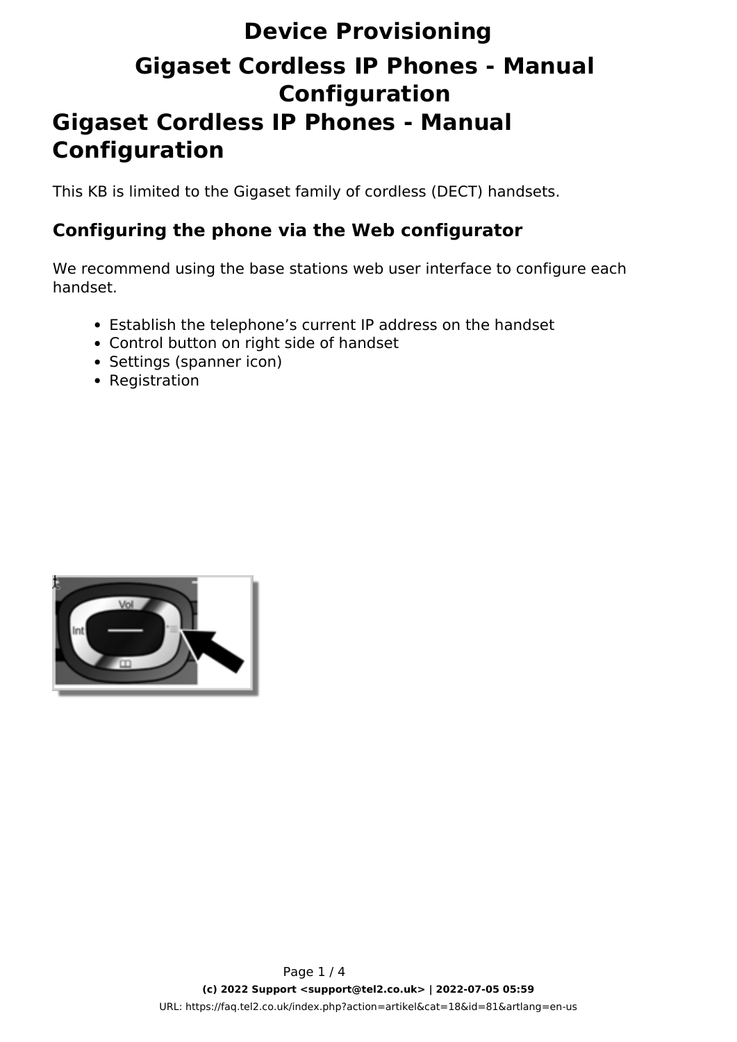# Device Provisioning

## Gigaset Cordless IP Phones - Manual Configuration

# Gigaset Cordless IP Phones - Manual Configuration

This KB is limited to the Gigaset family of cordless (DECT) handsets.

### Configuring the phone via the Web configurator

We recommend using the base stations web user interface to configure each handset.

- Establish the telephone’s current IP address on the handset
- Control button on right side of handset
- Settings (spanner icon)
- Registration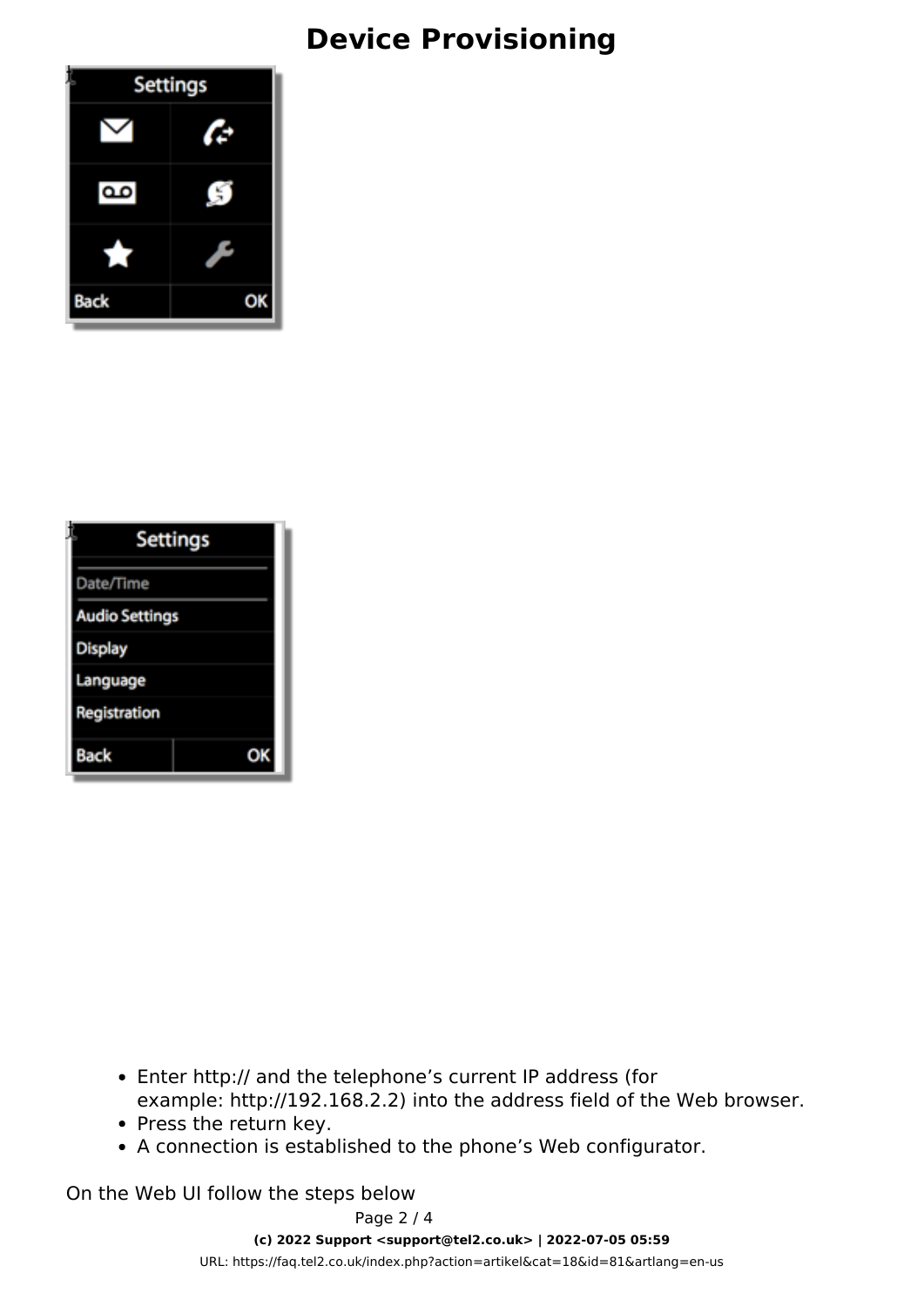- Enter http:// and the telephone’s current IP address (for example: http://192.168.2.2) into the address field of the Web browser.
- Press the return key.
- A connection is established to the phone’s Web configurator.

On the Web UI follow the steps below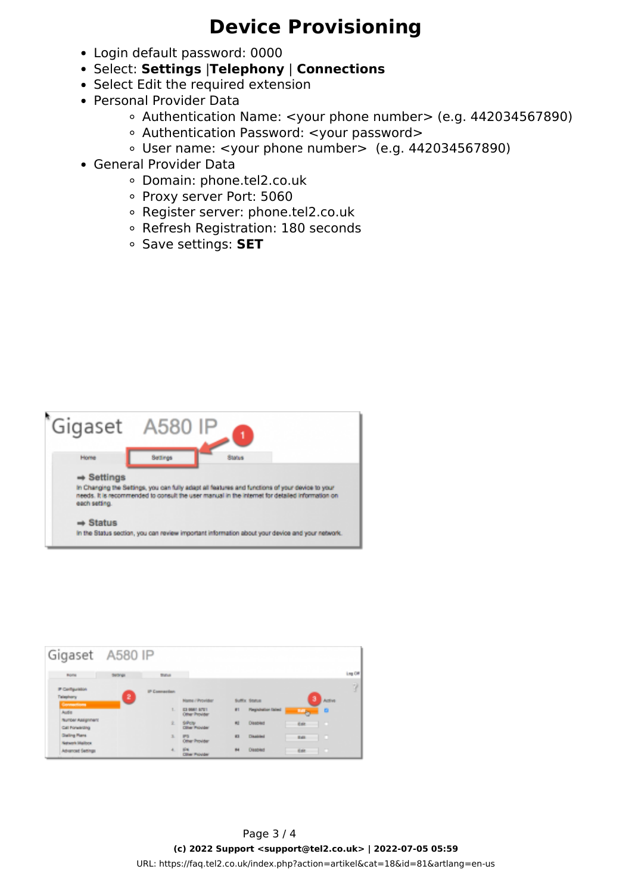# Device Provisioning

- Login default password: 0000
- Select: **Settings** |**Telephony** | **Connections**
- Select Edit the required extension
- Personal Provider Data
    - Authentication Name: <your phone number> (e.g. 442034567890)
    - Authentication Password: <your password>
    - User name: <your phone number> (e.g. 442034567890)
- General Provider Data
    - Domain: phone.tel2.co.uk
    - Proxy server Port: 5060
    - Register server: phone.tel2.co.uk
    - Refresh Registration: 180 seconds
    - Save settings: **SET**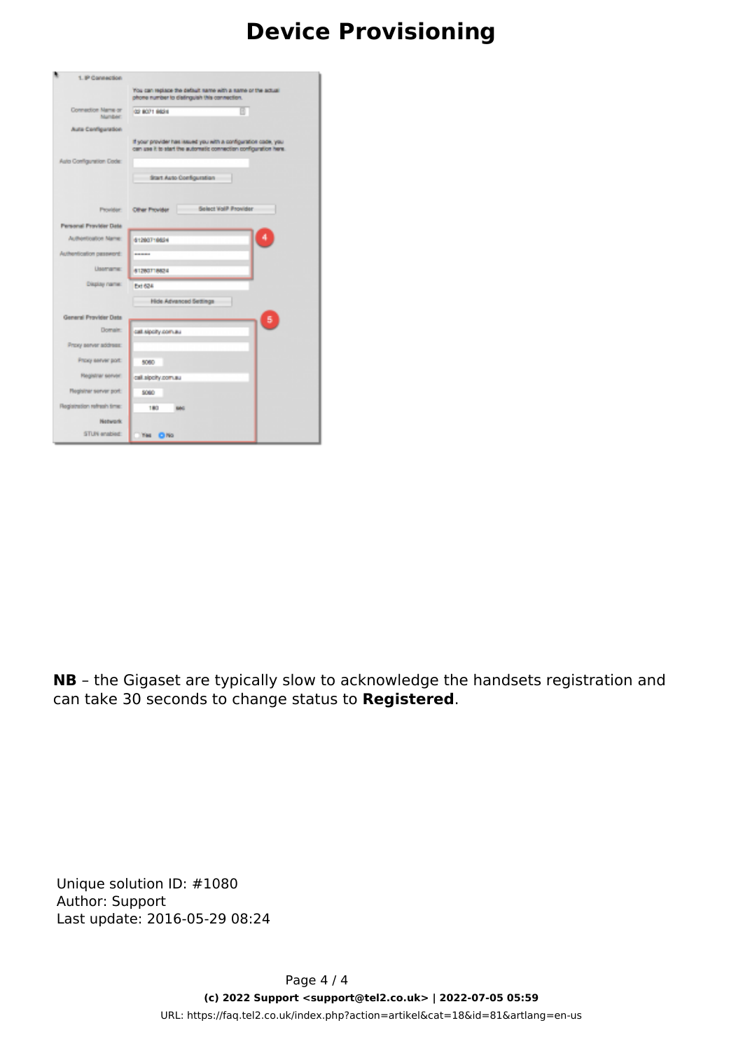**NB** – the Gigaset are typically slow to acknowledge the handsets registration and can take 30 seconds to change status to **Registered**.

Unique solution ID: #1080
Author: Support
Last update: 2016-05-29 08:24